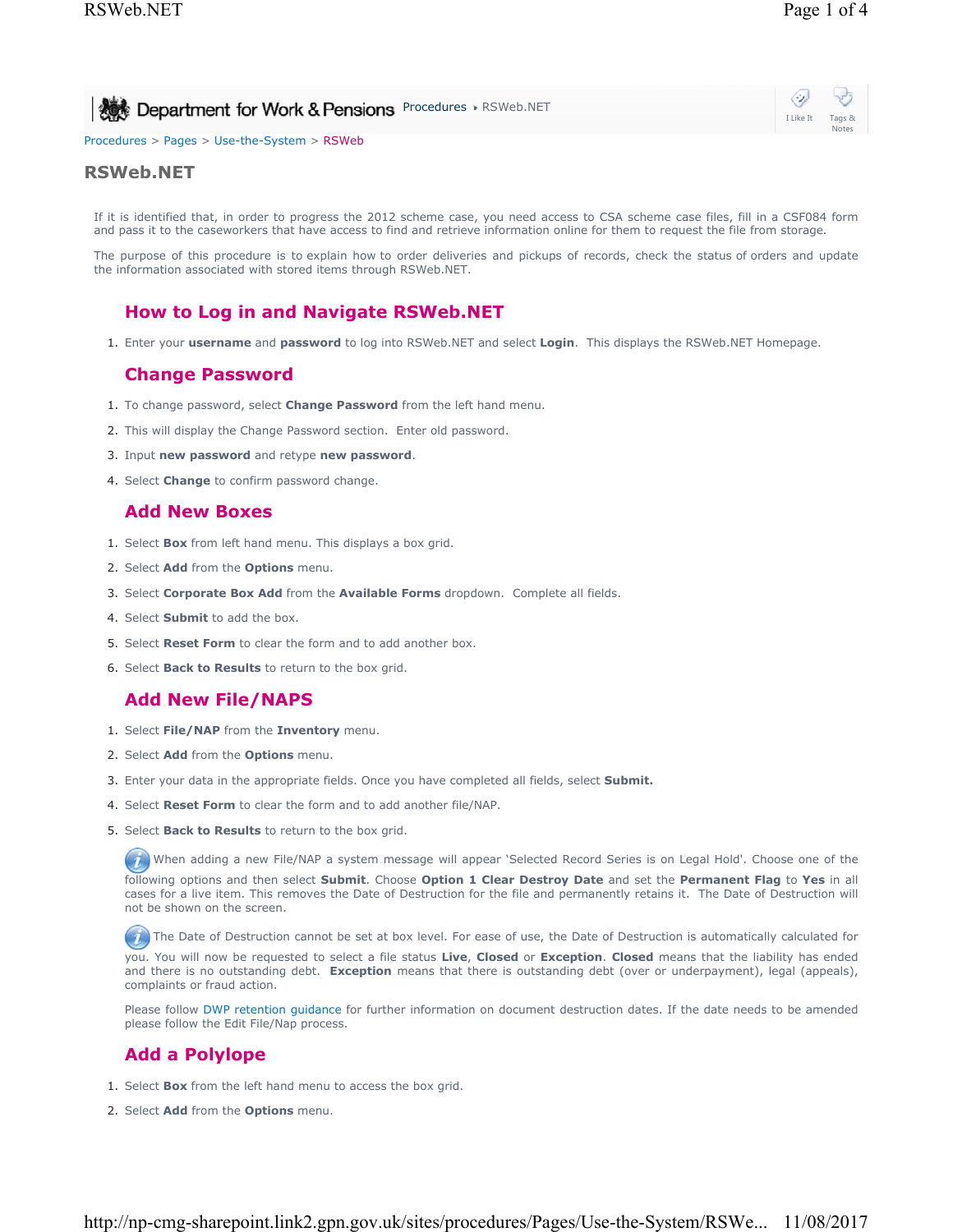Procedures > Pages > Use-the-System > RSWeb

# RSWeb.NET

If it is identified that, in order to progress the 2012 scheme case, you need access to CSA scheme case files, fill in a CSF084 form and pass it to the caseworkers that have access to find and retrieve information online for them to request the file from storage.

The purpose of this procedure is to explain how to order deliveries and pickups of records, check the status of orders and update the information associated with stored items through RSWeb.NET.

## How to Log in and Navigate RSWeb.NET

1. Enter your **username** and **password** to log into RSWeb.NET and select **Login**. This displays the RSWeb.NET Homepage.

## Change Password

1. To change password, select **Change Password** from the left hand menu.
2. This will display the Change Password section. Enter old password.
3. Input **new password** and retype **new password**.
4. Select **Change** to confirm password change.

## Add New Boxes

1. Select **Box** from left hand menu. This displays a box grid.
2. Select **Add** from the **Options** menu.
3. Select **Corporate Box Add** from the **Available Forms** dropdown. Complete all fields.
4. Select **Submit** to add the box.
5. Select **Reset Form** to clear the form and to add another box.
6. Select **Back to Results** to return to the box grid.

## Add New File/NAPS

1. Select **File/NAP** from the **Inventory** menu.
2. Select **Add** from the **Options** menu.
3. Enter your data in the appropriate fields. Once you have completed all fields, select **Submit.**
4. Select **Reset Form** to clear the form and to add another file/NAP.
5. Select **Back to Results** to return to the box grid.

When adding a new File/NAP a system message will appear 'Selected Record Series is on Legal Hold'. Choose one of the following options and then select **Submit**. Choose **Option 1 Clear Destroy Date** and set the **Permanent Flag** to **Yes** in all cases for a live item. This removes the Date of Destruction for the file and permanently retains it. The Date of Destruction will not be shown on the screen.

The Date of Destruction cannot be set at box level. For ease of use, the Date of Destruction is automatically calculated for you. You will now be requested to select a file status **Live**, **Closed** or **Exception**. **Closed** means that the liability has ended and there is no outstanding debt. **Exception** means that there is outstanding debt (over or underpayment), legal (appeals), complaints or fraud action.

Please follow DWP retention guidance for further information on document destruction dates. If the date needs to be amended please follow the Edit File/Nap process.

## Add a Polylope

1. Select **Box** from the left hand menu to access the box grid.
2. Select **Add** from the **Options** menu.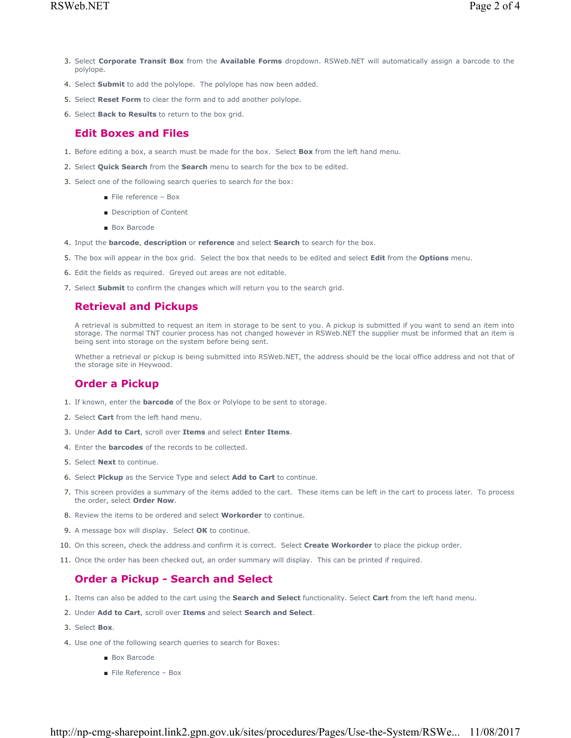3. Select **Corporate Transit Box** from the **Available Forms** dropdown. RSWeb.NET will automatically assign a barcode to the polylope.
4. Select **Submit** to add the polylope.  The polylope has now been added.
5. Select **Reset Form** to clear the form and to add another polylope.
6. Select **Back to Results** to return to the box grid.

## Edit Boxes and Files

1. Before editing a box, a search must be made for the box.  Select **Box** from the left hand menu.
2. Select **Quick Search** from the **Search** menu to search for the box to be edited.
3. Select one of the following search queries to search for the box:
    - File reference – Box
    - Description of Content
    - Box Barcode
4. Input the **barcode**, **description** or **reference** and select **Search** to search for the box.
5. The box will appear in the box grid.  Select the box that needs to be edited and select **Edit** from the **Options** menu.
6. Edit the fields as required.  Greyed out areas are not editable.
7. Select **Submit** to confirm the changes which will return you to the search grid.

## Retrieval and Pickups

A retrieval is submitted to request an item in storage to be sent to you. A pickup is submitted if you want to send an item into storage. The normal TNT courier process has not changed however in RSWeb.NET the supplier must be informed that an item is being sent into storage on the system before being sent.

Whether a retrieval or pickup is being submitted into RSWeb.NET, the address should be the local office address and not that of the storage site in Heywood.

## Order a Pickup

1. If known, enter the **barcode** of the Box or Polylope to be sent to storage.
2. Select **Cart** from the left hand menu.
3. Under **Add to Cart**, scroll over **Items** and select **Enter Items**.
4. Enter the **barcodes** of the records to be collected.
5. Select **Next** to continue.
6. Select **Pickup** as the Service Type and select **Add to Cart** to continue.
7. This screen provides a summary of the items added to the cart.  These items can be left in the cart to process later.  To process the order, select **Order Now**.
8. Review the items to be ordered and select **Workorder** to continue.
9. A message box will display.  Select **OK** to continue.
10. On this screen, check the address and confirm it is correct.  Select **Create Workorder** to place the pickup order.
11. Once the order has been checked out, an order summary will display.  This can be printed if required.

## Order a Pickup - Search and Select

1. Items can also be added to the cart using the **Search and Select** functionality. Select **Cart** from the left hand menu.
2. Under **Add to Cart**, scroll over **Items** and select **Search and Select**.
3. Select **Box**.
4. Use one of the following search queries to search for Boxes:
    - Box Barcode
    - File Reference – Box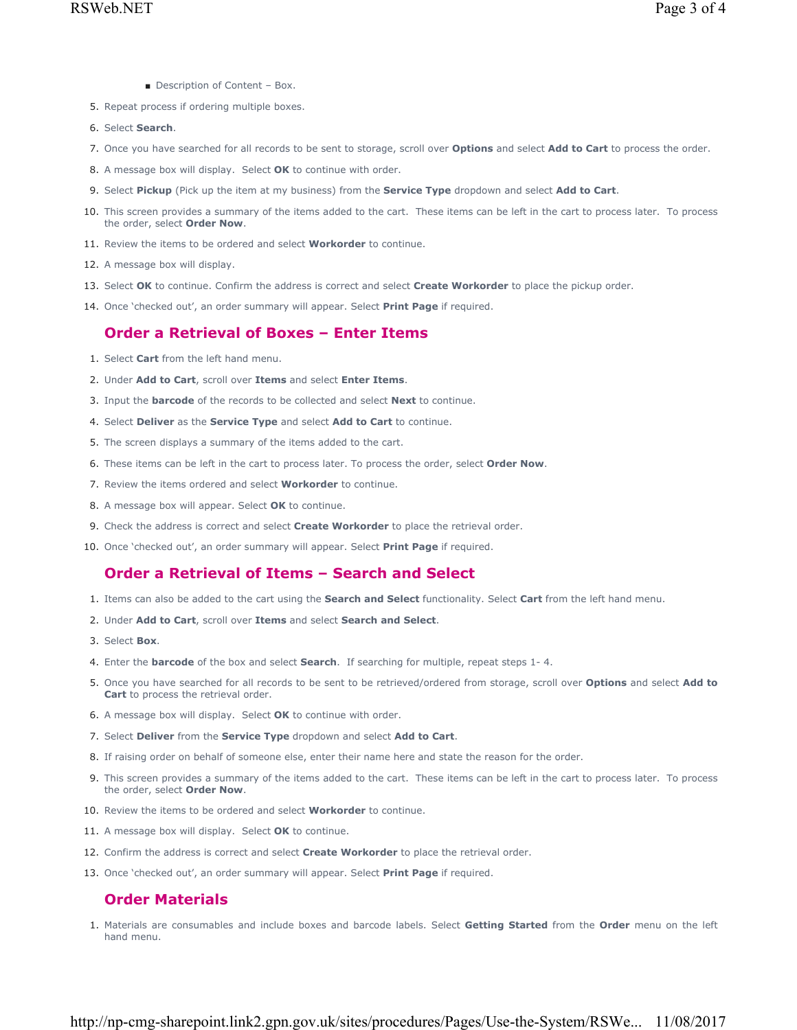- Description of Content – Box.

5. Repeat process if ordering multiple boxes.
6. Select **Search**.
7. Once you have searched for all records to be sent to storage, scroll over **Options** and select **Add to Cart** to process the order.
8. A message box will display. Select **OK** to continue with order.
9. Select **Pickup** (Pick up the item at my business) from the **Service Type** dropdown and select **Add to Cart**.
10. This screen provides a summary of the items added to the cart. These items can be left in the cart to process later. To process the order, select **Order Now**.
11. Review the items to be ordered and select **Workorder** to continue.
12. A message box will display.
13. Select **OK** to continue. Confirm the address is correct and select **Create Workorder** to place the pickup order.
14. Once 'checked out', an order summary will appear. Select **Print Page** if required.

## Order a Retrieval of Boxes – Enter Items

1. Select **Cart** from the left hand menu.
2. Under **Add to Cart**, scroll over **Items** and select **Enter Items**.
3. Input the **barcode** of the records to be collected and select **Next** to continue.
4. Select **Deliver** as the **Service Type** and select **Add to Cart** to continue.
5. The screen displays a summary of the items added to the cart.
6. These items can be left in the cart to process later. To process the order, select **Order Now**.
7. Review the items ordered and select **Workorder** to continue.
8. A message box will appear. Select **OK** to continue.
9. Check the address is correct and select **Create Workorder** to place the retrieval order.
10. Once 'checked out', an order summary will appear. Select **Print Page** if required.

## Order a Retrieval of Items – Search and Select

1. Items can also be added to the cart using the **Search and Select** functionality. Select **Cart** from the left hand menu.
2. Under **Add to Cart**, scroll over **Items** and select **Search and Select**.
3. Select **Box**.
4. Enter the **barcode** of the box and select **Search**. If searching for multiple, repeat steps 1- 4.
5. Once you have searched for all records to be sent to be retrieved/ordered from storage, scroll over **Options** and select **Add to Cart** to process the retrieval order.
6. A message box will display. Select **OK** to continue with order.
7. Select **Deliver** from the **Service Type** dropdown and select **Add to Cart**.
8. If raising order on behalf of someone else, enter their name here and state the reason for the order.
9. This screen provides a summary of the items added to the cart. These items can be left in the cart to process later. To process the order, select **Order Now**.
10. Review the items to be ordered and select **Workorder** to continue.
11. A message box will display. Select **OK** to continue.
12. Confirm the address is correct and select **Create Workorder** to place the retrieval order.
13. Once 'checked out', an order summary will appear. Select **Print Page** if required.

## Order Materials

1. Materials are consumables and include boxes and barcode labels. Select **Getting Started** from the **Order** menu on the left hand menu.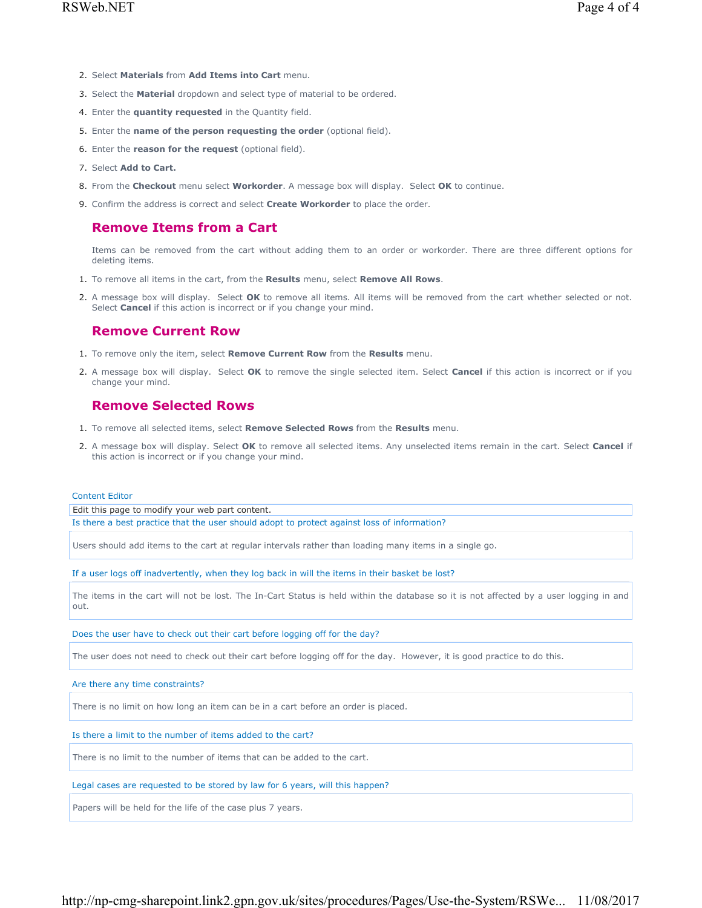2. Select **Materials** from **Add Items into Cart** menu.
3. Select the **Material** dropdown and select type of material to be ordered.
4. Enter the **quantity requested** in the Quantity field.
5. Enter the **name of the person requesting the order** (optional field).
6. Enter the **reason for the request** (optional field).
7. Select **Add to Cart.**
8. From the **Checkout** menu select **Workorder**. A message box will display. Select **OK** to continue.
9. Confirm the address is correct and select **Create Workorder** to place the order.

## Remove Items from a Cart

Items can be removed from the cart without adding them to an order or workorder. There are three different options for deleting items.

1. To remove all items in the cart, from the **Results** menu, select **Remove All Rows**.
2. A message box will display. Select **OK** to remove all items. All items will be removed from the cart whether selected or not. Select **Cancel** if this action is incorrect or if you change your mind.

## Remove Current Row

1. To remove only the item, select **Remove Current Row** from the **Results** menu.
2. A message box will display. Select **OK** to remove the single selected item. Select **Cancel** if this action is incorrect or if you change your mind.

## Remove Selected Rows

1. To remove all selected items, select **Remove Selected Rows** from the **Results** menu.
2. A message box will display. Select **OK** to remove all selected items. Any unselected items remain in the cart. Select **Cancel** if this action is incorrect or if you change your mind.

Content Editor

Edit this page to modify your web part content.

**Is there a best practice that the user should adopt to protect against loss of information?**

Users should add items to the cart at regular intervals rather than loading many items in a single go.

**If a user logs off inadvertently, when they log back in will the items in their basket be lost?**

The items in the cart will not be lost. The In-Cart Status is held within the database so it is not affected by a user logging in and out.

**Does the user have to check out their cart before logging off for the day?**

The user does not need to check out their cart before logging off for the day. However, it is good practice to do this.

**Are there any time constraints?**

There is no limit on how long an item can be in a cart before an order is placed.

**Is there a limit to the number of items added to the cart?**

There is no limit to the number of items that can be added to the cart.

**Legal cases are requested to be stored by law for 6 years, will this happen?**

Papers will be held for the life of the case plus 7 years.